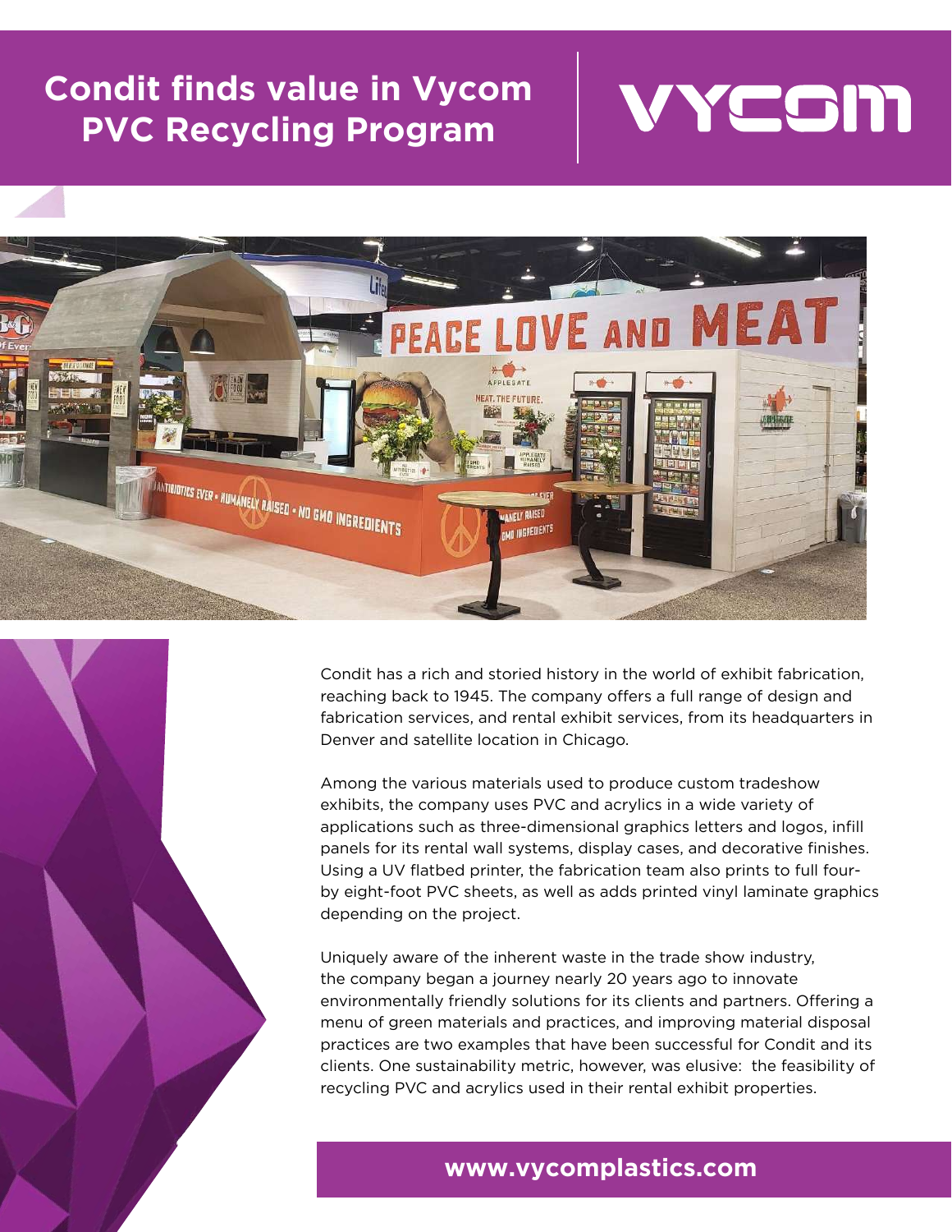# Condit finds value in Vycom PVC Recycling Program

VYCOM

Condit has a rich and storied history in the world of exhibit fabrication, reaching back to 1945. The company offers a full range of design and fabrication services, and rental exhibit services, from its headquarters in Denver and satellite location in Chicago.

Among the various materials used to produce custom tradeshow exhibits, the company uses PVC and acrylics in a wide variety of applications such as three-dimensional graphics letters and logos, infill panels for its rental wall systems, display cases, and decorative finishes. Using a UV flatbed printer, the fabrication team also prints to full four-by eight-foot PVC sheets, as well as adds printed vinyl laminate graphics depending on the project.

Uniquely aware of the inherent waste in the trade show industry, the company began a journey nearly 20 years ago to innovate environmentally friendly solutions for its clients and partners. Offering a menu of green materials and practices, and improving material disposal practices are two examples that have been successful for Condit and its clients. One sustainability metric, however, was elusive: the feasibility of recycling PVC and acrylics used in their rental exhibit properties.

**www.vycomplastics.com**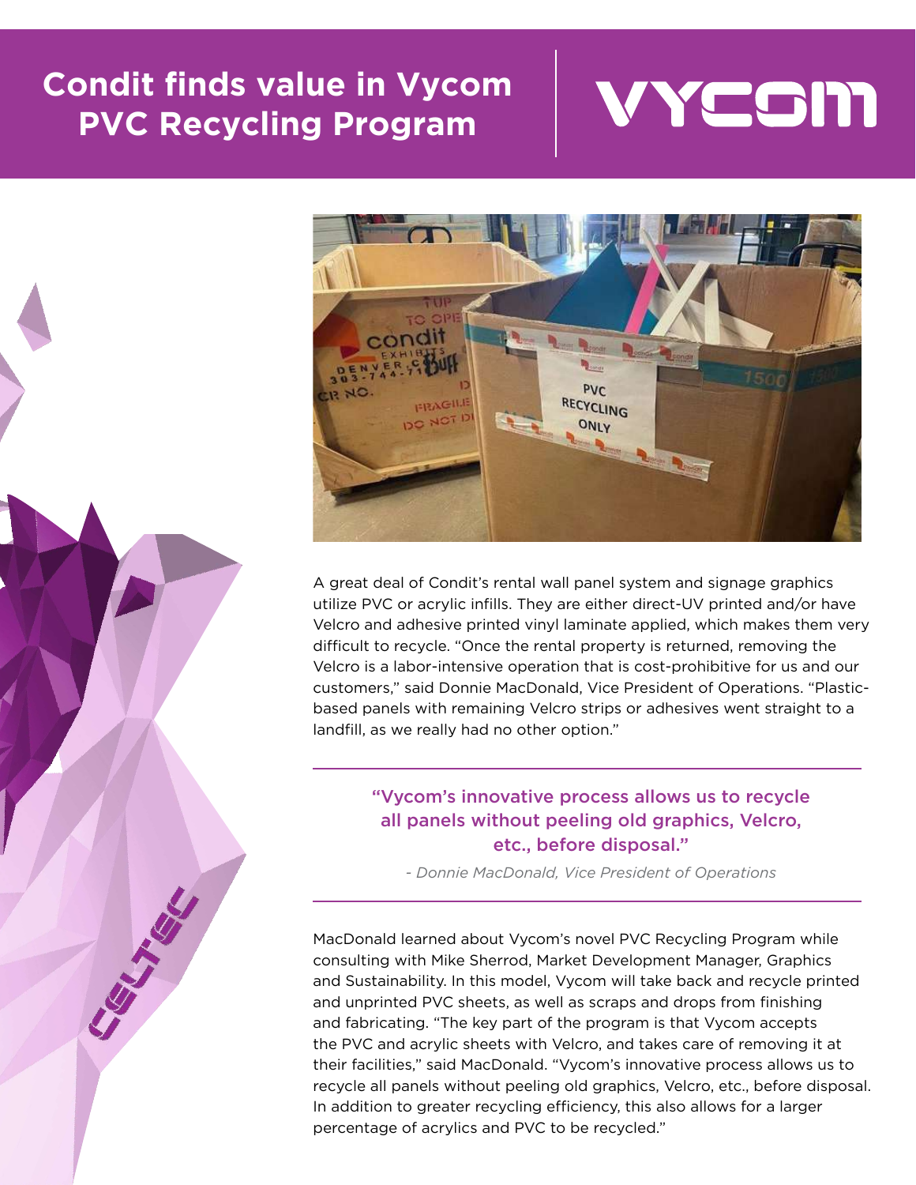# Condit finds value in Vycom PVC Recycling Program

A great deal of Condit's rental wall panel system and signage graphics utilize PVC or acrylic infills. They are either direct-UV printed and/or have Velcro and adhesive printed vinyl laminate applied, which makes them very difficult to recycle. "Once the rental property is returned, removing the Velcro is a labor-intensive operation that is cost-prohibitive for us and our customers," said Donnie MacDonald, Vice President of Operations. "Plastic-based panels with remaining Velcro strips or adhesives went straight to a landfill, as we really had no other option."

> "Vycom's innovative process allows us to recycle all panels without peeling old graphics, Velcro, etc., before disposal."
>
> *- Donnie MacDonald, Vice President of Operations*

MacDonald learned about Vycom's novel PVC Recycling Program while consulting with Mike Sherrod, Market Development Manager, Graphics and Sustainability. In this model, Vycom will take back and recycle printed and unprinted PVC sheets, as well as scraps and drops from finishing and fabricating. "The key part of the program is that Vycom accepts the PVC and acrylic sheets with Velcro, and takes care of removing it at their facilities," said MacDonald. "Vycom's innovative process allows us to recycle all panels without peeling old graphics, Velcro, etc., before disposal. In addition to greater recycling efficiency, this also allows for a larger percentage of acrylics and PVC to be recycled."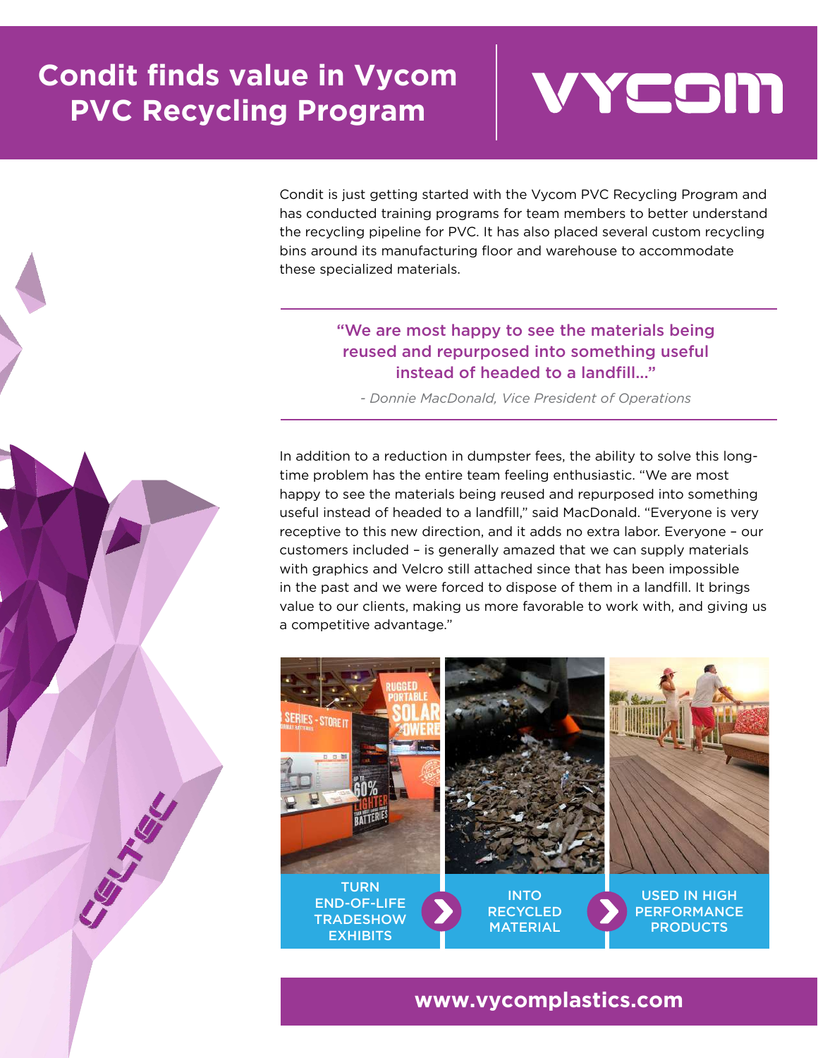# Condit finds value in Vycom PVC Recycling Program

VYCOM

Condit is just getting started with the Vycom PVC Recycling Program and has conducted training programs for team members to better understand the recycling pipeline for PVC. It has also placed several custom recycling bins around its manufacturing floor and warehouse to accommodate these specialized materials.

> **"We are most happy to see the materials being reused and repurposed into something useful instead of headed to a landfill..."**
>
> *- Donnie MacDonald, Vice President of Operations*

In addition to a reduction in dumpster fees, the ability to solve this long-time problem has the entire team feeling enthusiastic. "We are most happy to see the materials being reused and repurposed into something useful instead of headed to a landfill," said MacDonald. "Everyone is very receptive to this new direction, and it adds no extra labor. Everyone – our customers included – is generally amazed that we can supply materials with graphics and Velcro still attached since that has been impossible in the past and we were forced to dispose of them in a landfill. It brings value to our clients, making us more favorable to work with, and giving us a competitive advantage."

TURN END-OF-LIFE TRADESHOW EXHIBITS › INTO RECYCLED MATERIAL › USED IN HIGH PERFORMANCE PRODUCTS

**www.vycomplastics.com**